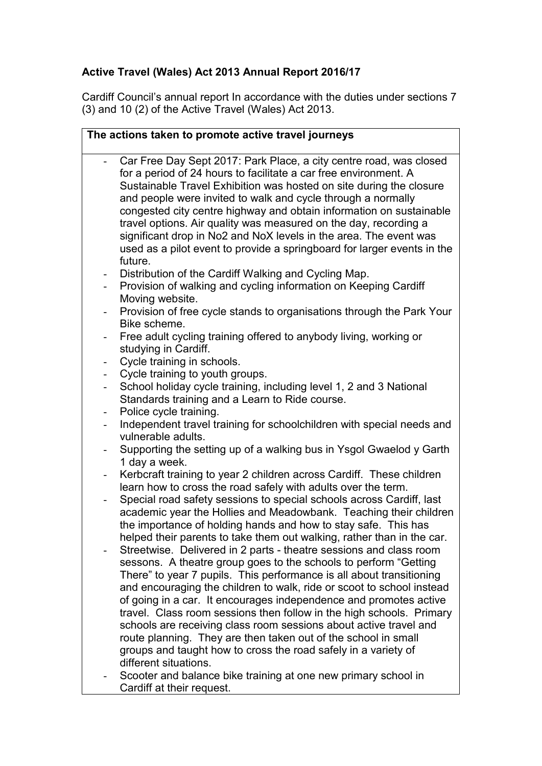**Active Travel (Wales) Act 2013 Annual Report 2016/17**

Cardiff Council's annual report In accordance with the duties under sections 7 (3) and 10 (2) of the Active Travel (Wales) Act 2013.

| The actions taken to promote active travel journeys |
|---|
| - Car Free Day Sept 2017: Park Place, a city centre road, was closed for a period of 24 hours to facilitate a car free environment. A Sustainable Travel Exhibition was hosted on site during the closure and people were invited to walk and cycle through a normally congested city centre highway and obtain information on sustainable travel options. Air quality was measured on the day, recording a significant drop in No2 and NoX levels in the area. The event was used as a pilot event to provide a springboard for larger events in the future.<br>- Distribution of the Cardiff Walking and Cycling Map.<br>- Provision of walking and cycling information on Keeping Cardiff Moving website.<br>- Provision of free cycle stands to organisations through the Park Your Bike scheme.<br>- Free adult cycling training offered to anybody living, working or studying in Cardiff.<br>- Cycle training in schools.<br>- Cycle training to youth groups.<br>- School holiday cycle training, including level 1, 2 and 3 National Standards training and a Learn to Ride course.<br>- Police cycle training.<br>- Independent travel training for schoolchildren with special needs and vulnerable adults.<br>- Supporting the setting up of a walking bus in Ysgol Gwaelod y Garth 1 day a week.<br>- Kerbcraft training to year 2 children across Cardiff. These children learn how to cross the road safely with adults over the term.<br>- Special road safety sessions to special schools across Cardiff, last academic year the Hollies and Meadowbank. Teaching their children the importance of holding hands and how to stay safe. This has helped their parents to take them out walking, rather than in the car.<br>- Streetwise. Delivered in 2 parts - theatre sessions and class room sessons. A theatre group goes to the schools to perform "Getting There" to year 7 pupils. This performance is all about transitioning and encouraging the children to walk, ride or scoot to school instead of going in a car. It encourages independence and promotes active travel. Class room sessions then follow in the high schools. Primary schools are receiving class room sessions about active travel and route planning. They are then taken out of the school in small groups and taught how to cross the road safely in a variety of different situations.<br>- Scooter and balance bike training at one new primary school in Cardiff at their request. |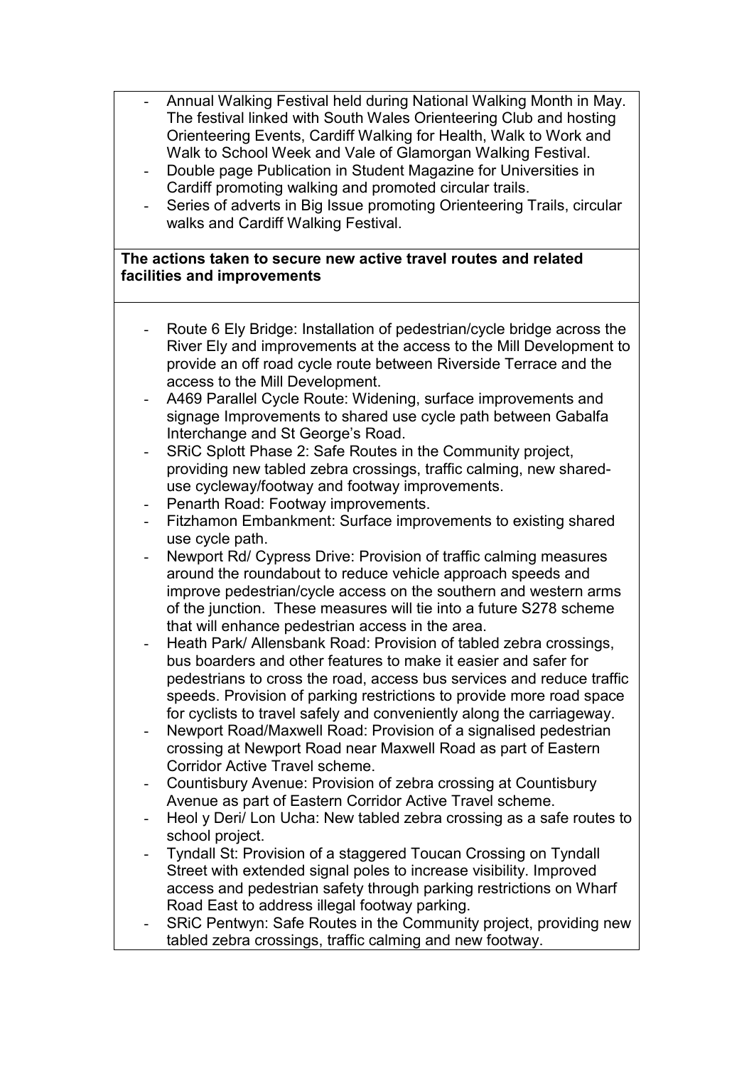- Annual Walking Festival held during National Walking Month in May. The festival linked with South Wales Orienteering Club and hosting Orienteering Events, Cardiff Walking for Health, Walk to Work and Walk to School Week and Vale of Glamorgan Walking Festival.
- Double page Publication in Student Magazine for Universities in Cardiff promoting walking and promoted circular trails.
- Series of adverts in Big Issue promoting Orienteering Trails, circular walks and Cardiff Walking Festival.

**The actions taken to secure new active travel routes and related facilities and improvements**

- Route 6 Ely Bridge: Installation of pedestrian/cycle bridge across the River Ely and improvements at the access to the Mill Development to provide an off road cycle route between Riverside Terrace and the access to the Mill Development.
- A469 Parallel Cycle Route: Widening, surface improvements and signage Improvements to shared use cycle path between Gabalfa Interchange and St George's Road.
- SRiC Splott Phase 2: Safe Routes in the Community project, providing new tabled zebra crossings, traffic calming, new shared-use cycleway/footway and footway improvements.
- Penarth Road: Footway improvements.
- Fitzhamon Embankment: Surface improvements to existing shared use cycle path.
- Newport Rd/ Cypress Drive: Provision of traffic calming measures around the roundabout to reduce vehicle approach speeds and improve pedestrian/cycle access on the southern and western arms of the junction. These measures will tie into a future S278 scheme that will enhance pedestrian access in the area.
- Heath Park/ Allensbank Road: Provision of tabled zebra crossings, bus boarders and other features to make it easier and safer for pedestrians to cross the road, access bus services and reduce traffic speeds. Provision of parking restrictions to provide more road space for cyclists to travel safely and conveniently along the carriageway.
- Newport Road/Maxwell Road: Provision of a signalised pedestrian crossing at Newport Road near Maxwell Road as part of Eastern Corridor Active Travel scheme.
- Countisbury Avenue: Provision of zebra crossing at Countisbury Avenue as part of Eastern Corridor Active Travel scheme.
- Heol y Deri/ Lon Ucha: New tabled zebra crossing as a safe routes to school project.
- Tyndall St: Provision of a staggered Toucan Crossing on Tyndall Street with extended signal poles to increase visibility. Improved access and pedestrian safety through parking restrictions on Wharf Road East to address illegal footway parking.
- SRiC Pentwyn: Safe Routes in the Community project, providing new tabled zebra crossings, traffic calming and new footway.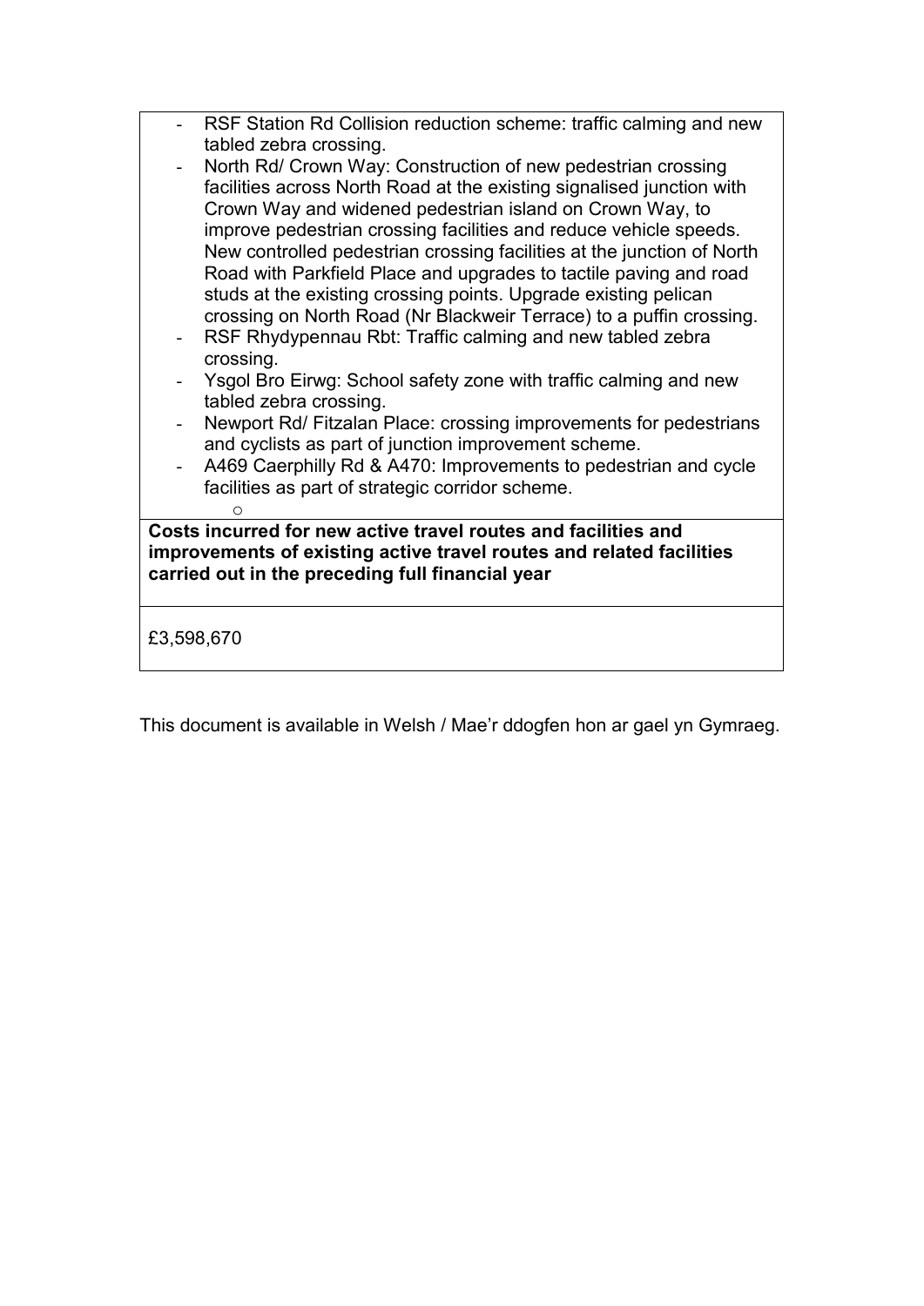- RSF Station Rd Collision reduction scheme: traffic calming and new tabled zebra crossing.
- North Rd/ Crown Way: Construction of new pedestrian crossing facilities across North Road at the existing signalised junction with Crown Way and widened pedestrian island on Crown Way, to improve pedestrian crossing facilities and reduce vehicle speeds. New controlled pedestrian crossing facilities at the junction of North Road with Parkfield Place and upgrades to tactile paving and road studs at the existing crossing points. Upgrade existing pelican crossing on North Road (Nr Blackweir Terrace) to a puffin crossing.
- RSF Rhydypennau Rbt: Traffic calming and new tabled zebra crossing.
- Ysgol Bro Eirwg: School safety zone with traffic calming and new tabled zebra crossing.
- Newport Rd/ Fitzalan Place: crossing improvements for pedestrians and cyclists as part of junction improvement scheme.
- A469 Caerphilly Rd & A470: Improvements to pedestrian and cycle facilities as part of strategic corridor scheme.
    - 

**Costs incurred for new active travel routes and facilities and improvements of existing active travel routes and related facilities carried out in the preceding full financial year**

£3,598,670

This document is available in Welsh / Mae'r ddogfen hon ar gael yn Gymraeg.